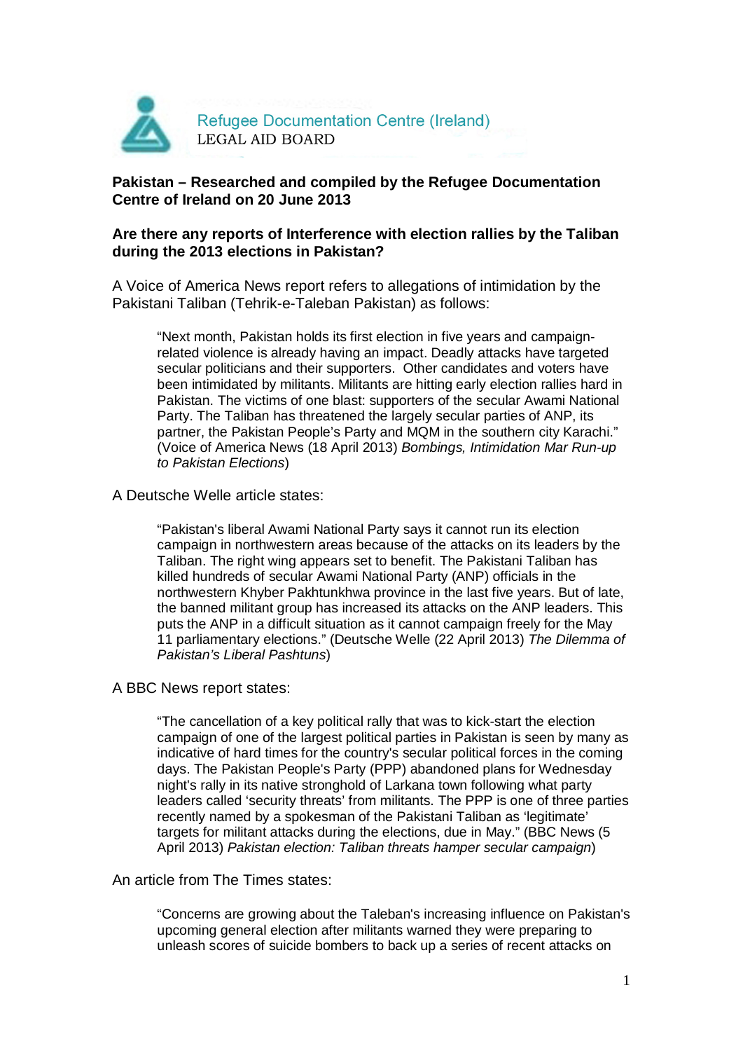Refugee Documentation Centre (Ireland)
LEGAL AID BOARD

**Pakistan – Researched and compiled by the Refugee Documentation Centre of Ireland on 20 June 2013**

**Are there any reports of Interference with election rallies by the Taliban during the 2013 elections in Pakistan?**

A Voice of America News report refers to allegations of intimidation by the Pakistani Taliban (Tehrik-e-Taleban Pakistan) as follows:

> "Next month, Pakistan holds its first election in five years and campaign-related violence is already having an impact. Deadly attacks have targeted secular politicians and their supporters. Other candidates and voters have been intimidated by militants. Militants are hitting early election rallies hard in Pakistan. The victims of one blast: supporters of the secular Awami National Party. The Taliban has threatened the largely secular parties of ANP, its partner, the Pakistan People's Party and MQM in the southern city Karachi." (Voice of America News (18 April 2013) *Bombings, Intimidation Mar Run-up to Pakistan Elections*)

A Deutsche Welle article states:

> "Pakistan's liberal Awami National Party says it cannot run its election campaign in northwestern areas because of the attacks on its leaders by the Taliban. The right wing appears set to benefit. The Pakistani Taliban has killed hundreds of secular Awami National Party (ANP) officials in the northwestern Khyber Pakhtunkhwa province in the last five years. But of late, the banned militant group has increased its attacks on the ANP leaders. This puts the ANP in a difficult situation as it cannot campaign freely for the May 11 parliamentary elections." (Deutsche Welle (22 April 2013) *The Dilemma of Pakistan's Liberal Pashtuns*)

A BBC News report states:

> "The cancellation of a key political rally that was to kick-start the election campaign of one of the largest political parties in Pakistan is seen by many as indicative of hard times for the country's secular political forces in the coming days. The Pakistan People's Party (PPP) abandoned plans for Wednesday night's rally in its native stronghold of Larkana town following what party leaders called 'security threats' from militants. The PPP is one of three parties recently named by a spokesman of the Pakistani Taliban as 'legitimate' targets for militant attacks during the elections, due in May." (BBC News (5 April 2013) *Pakistan election: Taliban threats hamper secular campaign*)

An article from The Times states:

> "Concerns are growing about the Taleban's increasing influence on Pakistan's upcoming general election after militants warned they were preparing to unleash scores of suicide bombers to back up a series of recent attacks on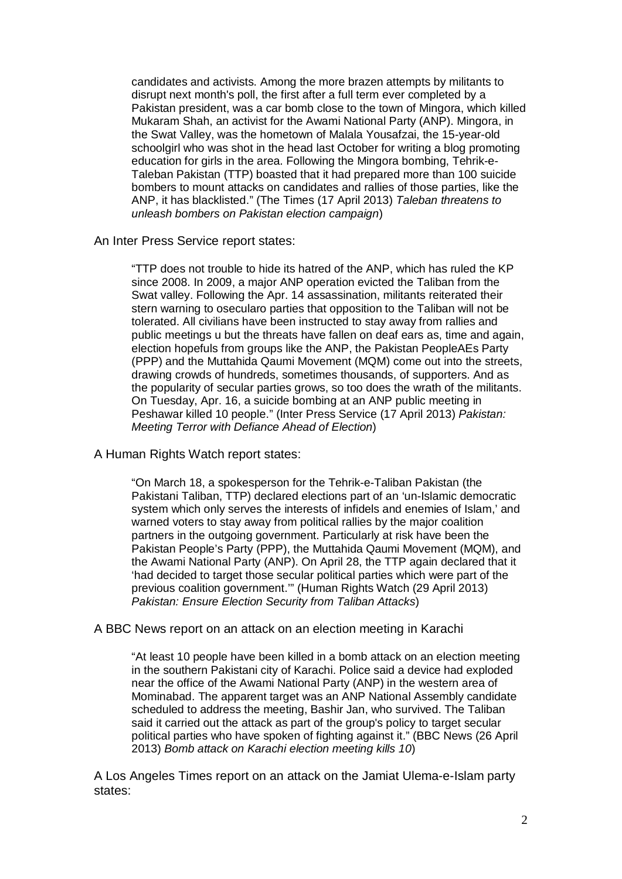candidates and activists. Among the more brazen attempts by militants to disrupt next month's poll, the first after a full term ever completed by a Pakistan president, was a car bomb close to the town of Mingora, which killed Mukaram Shah, an activist for the Awami National Party (ANP). Mingora, in the Swat Valley, was the hometown of Malala Yousafzai, the 15-year-old schoolgirl who was shot in the head last October for writing a blog promoting education for girls in the area. Following the Mingora bombing, Tehrik-e-Taleban Pakistan (TTP) boasted that it had prepared more than 100 suicide bombers to mount attacks on candidates and rallies of those parties, like the ANP, it has blacklisted." (The Times (17 April 2013) *Taleban threatens to unleash bombers on Pakistan election campaign*)

An Inter Press Service report states:

> "TTP does not trouble to hide its hatred of the ANP, which has ruled the KP since 2008. In 2009, a major ANP operation evicted the Taliban from the Swat valley. Following the Apr. 14 assassination, militants reiterated their stern warning to osecularo parties that opposition to the Taliban will not be tolerated. All civilians have been instructed to stay away from rallies and public meetings u but the threats have fallen on deaf ears as, time and again, election hopefuls from groups like the ANP, the Pakistan PeopleAEs Party (PPP) and the Muttahida Qaumi Movement (MQM) come out into the streets, drawing crowds of hundreds, sometimes thousands, of supporters. And as the popularity of secular parties grows, so too does the wrath of the militants. On Tuesday, Apr. 16, a suicide bombing at an ANP public meeting in Peshawar killed 10 people." (Inter Press Service (17 April 2013) *Pakistan: Meeting Terror with Defiance Ahead of Election*)

A Human Rights Watch report states:

> "On March 18, a spokesperson for the Tehrik-e-Taliban Pakistan (the Pakistani Taliban, TTP) declared elections part of an 'un-Islamic democratic system which only serves the interests of infidels and enemies of Islam,' and warned voters to stay away from political rallies by the major coalition partners in the outgoing government. Particularly at risk have been the Pakistan People's Party (PPP), the Muttahida Qaumi Movement (MQM), and the Awami National Party (ANP). On April 28, the TTP again declared that it 'had decided to target those secular political parties which were part of the previous coalition government.'" (Human Rights Watch (29 April 2013) *Pakistan: Ensure Election Security from Taliban Attacks*)

A BBC News report on an attack on an election meeting in Karachi

> "At least 10 people have been killed in a bomb attack on an election meeting in the southern Pakistani city of Karachi. Police said a device had exploded near the office of the Awami National Party (ANP) in the western area of Mominabad. The apparent target was an ANP National Assembly candidate scheduled to address the meeting, Bashir Jan, who survived. The Taliban said it carried out the attack as part of the group's policy to target secular political parties who have spoken of fighting against it." (BBC News (26 April 2013) *Bomb attack on Karachi election meeting kills 10*)

A Los Angeles Times report on an attack on the Jamiat Ulema-e-Islam party states: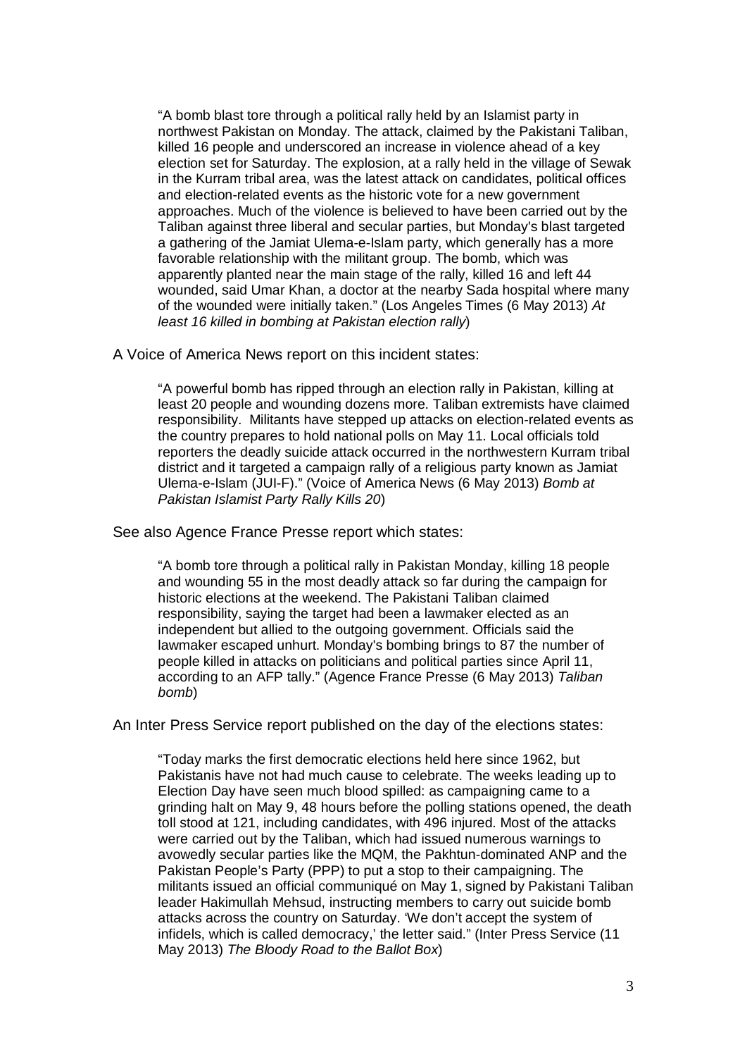> "A bomb blast tore through a political rally held by an Islamist party in northwest Pakistan on Monday. The attack, claimed by the Pakistani Taliban, killed 16 people and underscored an increase in violence ahead of a key election set for Saturday. The explosion, at a rally held in the village of Sewak in the Kurram tribal area, was the latest attack on candidates, political offices and election-related events as the historic vote for a new government approaches. Much of the violence is believed to have been carried out by the Taliban against three liberal and secular parties, but Monday's blast targeted a gathering of the Jamiat Ulema-e-Islam party, which generally has a more favorable relationship with the militant group. The bomb, which was apparently planted near the main stage of the rally, killed 16 and left 44 wounded, said Umar Khan, a doctor at the nearby Sada hospital where many of the wounded were initially taken." (Los Angeles Times (6 May 2013) *At least 16 killed in bombing at Pakistan election rally*)

A Voice of America News report on this incident states:

> "A powerful bomb has ripped through an election rally in Pakistan, killing at least 20 people and wounding dozens more. Taliban extremists have claimed responsibility. Militants have stepped up attacks on election-related events as the country prepares to hold national polls on May 11. Local officials told reporters the deadly suicide attack occurred in the northwestern Kurram tribal district and it targeted a campaign rally of a religious party known as Jamiat Ulema-e-Islam (JUI-F)." (Voice of America News (6 May 2013) *Bomb at Pakistan Islamist Party Rally Kills 20*)

See also Agence France Presse report which states:

> "A bomb tore through a political rally in Pakistan Monday, killing 18 people and wounding 55 in the most deadly attack so far during the campaign for historic elections at the weekend. The Pakistani Taliban claimed responsibility, saying the target had been a lawmaker elected as an independent but allied to the outgoing government. Officials said the lawmaker escaped unhurt. Monday's bombing brings to 87 the number of people killed in attacks on politicians and political parties since April 11, according to an AFP tally." (Agence France Presse (6 May 2013) *Taliban bomb*)

An Inter Press Service report published on the day of the elections states:

> "Today marks the first democratic elections held here since 1962, but Pakistanis have not had much cause to celebrate. The weeks leading up to Election Day have seen much blood spilled: as campaigning came to a grinding halt on May 9, 48 hours before the polling stations opened, the death toll stood at 121, including candidates, with 496 injured. Most of the attacks were carried out by the Taliban, which had issued numerous warnings to avowedly secular parties like the MQM, the Pakhtun-dominated ANP and the Pakistan People's Party (PPP) to put a stop to their campaigning. The militants issued an official communiqué on May 1, signed by Pakistani Taliban leader Hakimullah Mehsud, instructing members to carry out suicide bomb attacks across the country on Saturday. 'We don't accept the system of infidels, which is called democracy,' the letter said." (Inter Press Service (11 May 2013) *The Bloody Road to the Ballot Box*)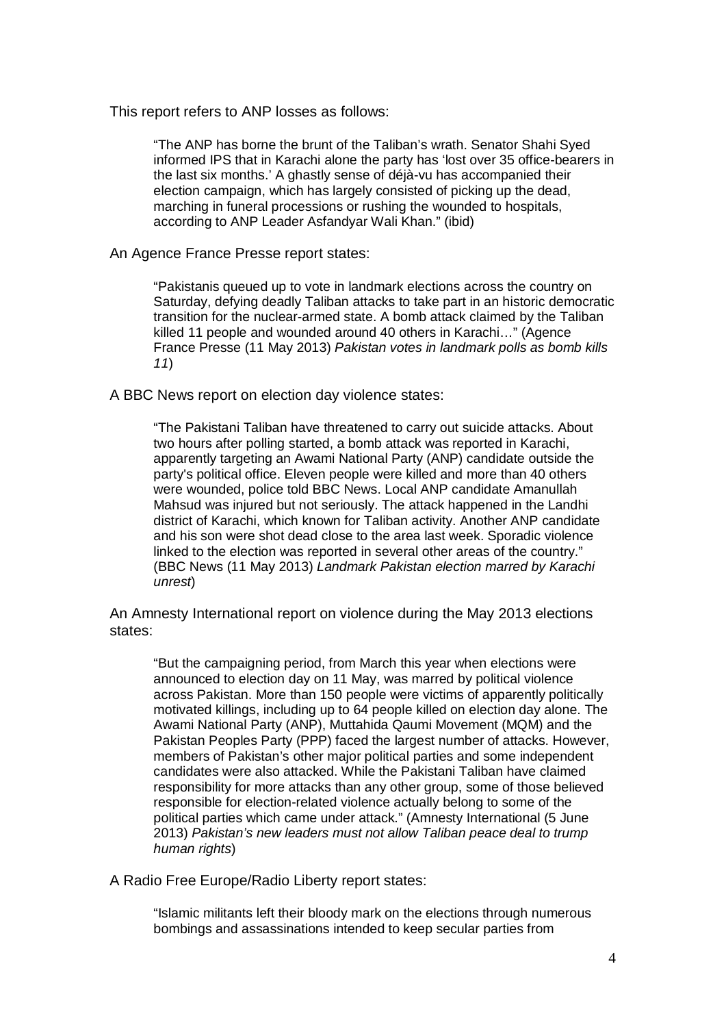This report refers to ANP losses as follows:

> "The ANP has borne the brunt of the Taliban's wrath. Senator Shahi Syed informed IPS that in Karachi alone the party has 'lost over 35 office-bearers in the last six months.' A ghastly sense of déjà-vu has accompanied their election campaign, which has largely consisted of picking up the dead, marching in funeral processions or rushing the wounded to hospitals, according to ANP Leader Asfandyar Wali Khan." (ibid)

An Agence France Presse report states:

> "Pakistanis queued up to vote in landmark elections across the country on Saturday, defying deadly Taliban attacks to take part in an historic democratic transition for the nuclear-armed state. A bomb attack claimed by the Taliban killed 11 people and wounded around 40 others in Karachi…" (Agence France Presse (11 May 2013) *Pakistan votes in landmark polls as bomb kills 11*)

A BBC News report on election day violence states:

> "The Pakistani Taliban have threatened to carry out suicide attacks. About two hours after polling started, a bomb attack was reported in Karachi, apparently targeting an Awami National Party (ANP) candidate outside the party's political office. Eleven people were killed and more than 40 others were wounded, police told BBC News. Local ANP candidate Amanullah Mahsud was injured but not seriously. The attack happened in the Landhi district of Karachi, which known for Taliban activity. Another ANP candidate and his son were shot dead close to the area last week. Sporadic violence linked to the election was reported in several other areas of the country." (BBC News (11 May 2013) *Landmark Pakistan election marred by Karachi unrest*)

An Amnesty International report on violence during the May 2013 elections states:

> "But the campaigning period, from March this year when elections were announced to election day on 11 May, was marred by political violence across Pakistan. More than 150 people were victims of apparently politically motivated killings, including up to 64 people killed on election day alone. The Awami National Party (ANP), Muttahida Qaumi Movement (MQM) and the Pakistan Peoples Party (PPP) faced the largest number of attacks. However, members of Pakistan's other major political parties and some independent candidates were also attacked. While the Pakistani Taliban have claimed responsibility for more attacks than any other group, some of those believed responsible for election-related violence actually belong to some of the political parties which came under attack." (Amnesty International (5 June 2013) *Pakistan's new leaders must not allow Taliban peace deal to trump human rights*)

A Radio Free Europe/Radio Liberty report states:

> "Islamic militants left their bloody mark on the elections through numerous bombings and assassinations intended to keep secular parties from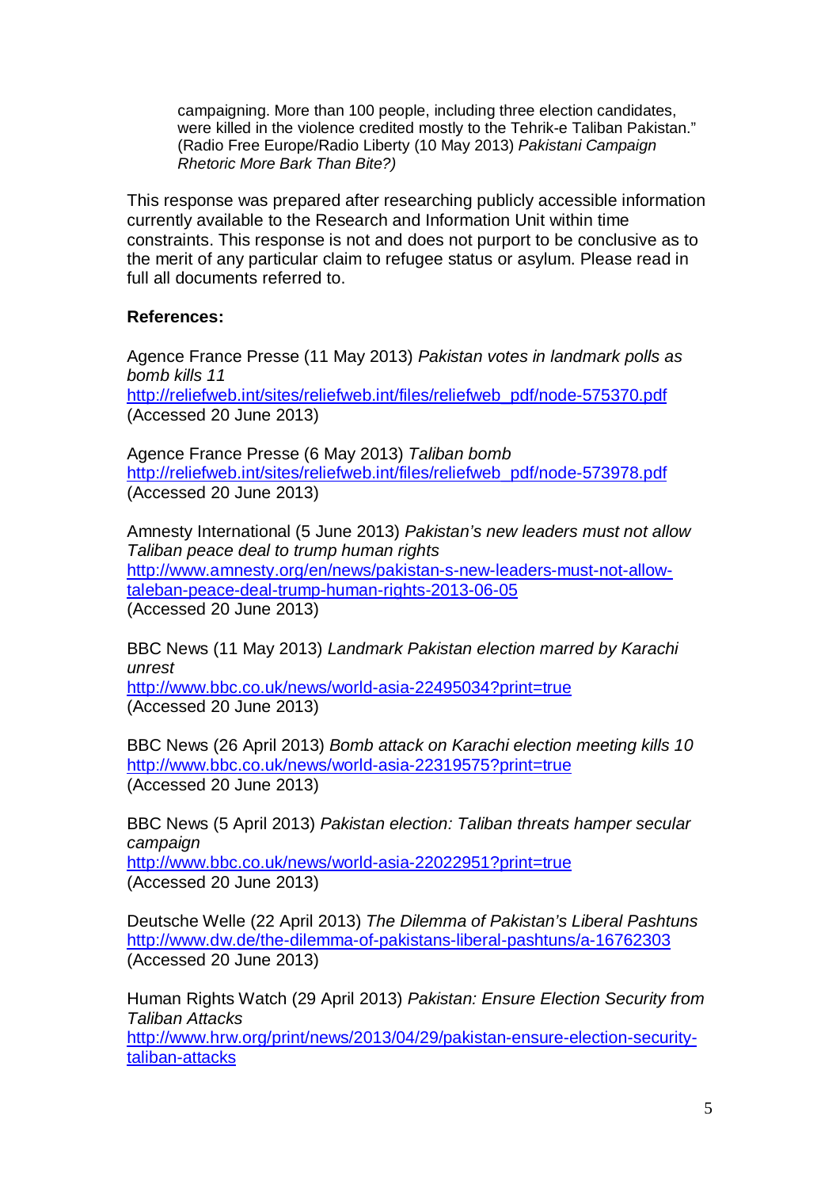> campaigning. More than 100 people, including three election candidates, were killed in the violence credited mostly to the Tehrik-e Taliban Pakistan." (Radio Free Europe/Radio Liberty (10 May 2013) *Pakistani Campaign Rhetoric More Bark Than Bite?)*

This response was prepared after researching publicly accessible information currently available to the Research and Information Unit within time constraints. This response is not and does not purport to be conclusive as to the merit of any particular claim to refugee status or asylum. Please read in full all documents referred to.

**References:**

Agence France Presse (11 May 2013) *Pakistan votes in landmark polls as bomb kills 11*
http://reliefweb.int/sites/reliefweb.int/files/reliefweb_pdf/node-575370.pdf
(Accessed 20 June 2013)

Agence France Presse (6 May 2013) *Taliban bomb*
http://reliefweb.int/sites/reliefweb.int/files/reliefweb_pdf/node-573978.pdf
(Accessed 20 June 2013)

Amnesty International (5 June 2013) *Pakistan's new leaders must not allow Taliban peace deal to trump human rights*
http://www.amnesty.org/en/news/pakistan-s-new-leaders-must-not-allow-taleban-peace-deal-trump-human-rights-2013-06-05
(Accessed 20 June 2013)

BBC News (11 May 2013) *Landmark Pakistan election marred by Karachi unrest*
http://www.bbc.co.uk/news/world-asia-22495034?print=true
(Accessed 20 June 2013)

BBC News (26 April 2013) *Bomb attack on Karachi election meeting kills 10*
http://www.bbc.co.uk/news/world-asia-22319575?print=true
(Accessed 20 June 2013)

BBC News (5 April 2013) *Pakistan election: Taliban threats hamper secular campaign*
http://www.bbc.co.uk/news/world-asia-22022951?print=true
(Accessed 20 June 2013)

Deutsche Welle (22 April 2013) *The Dilemma of Pakistan's Liberal Pashtuns*
http://www.dw.de/the-dilemma-of-pakistans-liberal-pashtuns/a-16762303
(Accessed 20 June 2013)

Human Rights Watch (29 April 2013) *Pakistan: Ensure Election Security from Taliban Attacks*
http://www.hrw.org/print/news/2013/04/29/pakistan-ensure-election-security-taliban-attacks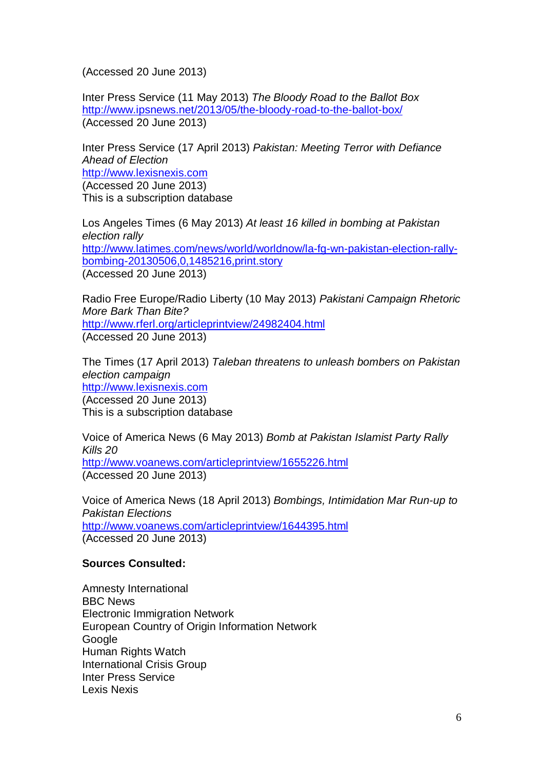(Accessed 20 June 2013)

Inter Press Service (11 May 2013) *The Bloody Road to the Ballot Box*
http://www.ipsnews.net/2013/05/the-bloody-road-to-the-ballot-box/
(Accessed 20 June 2013)

Inter Press Service (17 April 2013) *Pakistan: Meeting Terror with Defiance Ahead of Election*
http://www.lexisnexis.com
(Accessed 20 June 2013)
This is a subscription database

Los Angeles Times (6 May 2013) *At least 16 killed in bombing at Pakistan election rally*
http://www.latimes.com/news/world/worldnow/la-fg-wn-pakistan-election-rally-bombing-20130506,0,1485216,print.story
(Accessed 20 June 2013)

Radio Free Europe/Radio Liberty (10 May 2013) *Pakistani Campaign Rhetoric More Bark Than Bite?*
http://www.rferl.org/articleprintview/24982404.html
(Accessed 20 June 2013)

The Times (17 April 2013) *Taleban threatens to unleash bombers on Pakistan election campaign*
http://www.lexisnexis.com
(Accessed 20 June 2013)
This is a subscription database

Voice of America News (6 May 2013) *Bomb at Pakistan Islamist Party Rally Kills 20*
http://www.voanews.com/articleprintview/1655226.html
(Accessed 20 June 2013)

Voice of America News (18 April 2013) *Bombings, Intimidation Mar Run-up to Pakistan Elections*
http://www.voanews.com/articleprintview/1644395.html
(Accessed 20 June 2013)

**Sources Consulted:**

Amnesty International
BBC News
Electronic Immigration Network
European Country of Origin Information Network
Google
Human Rights Watch
International Crisis Group
Inter Press Service
Lexis Nexis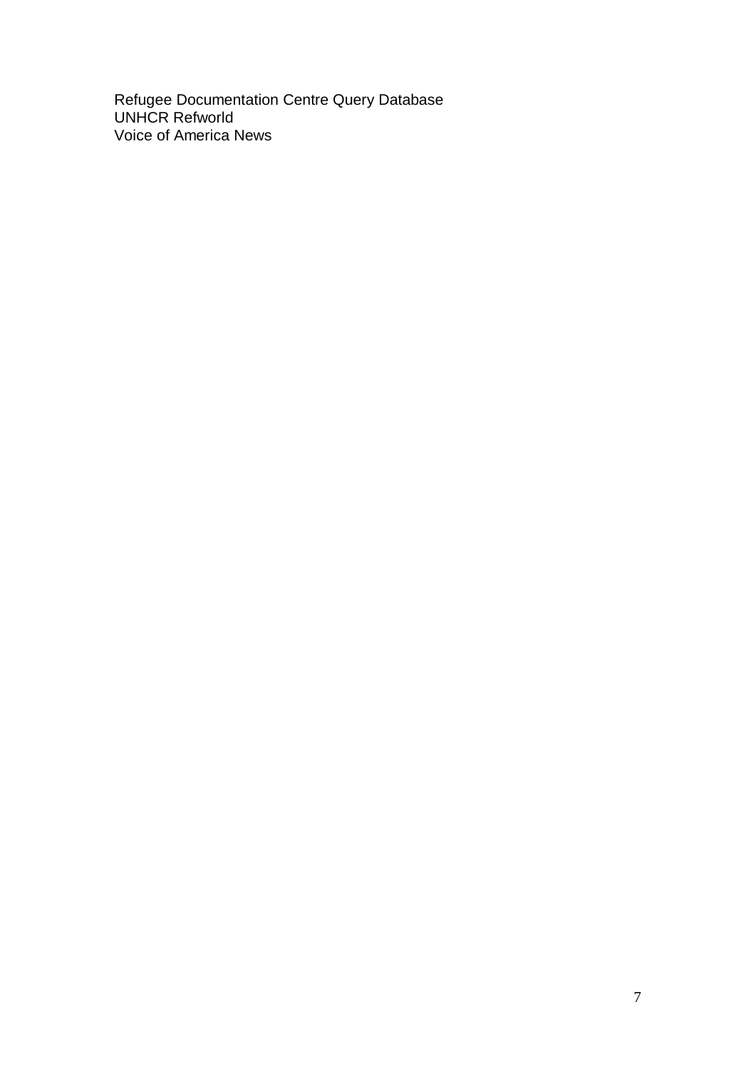Refugee Documentation Centre Query Database
UNHCR Refworld
Voice of America News